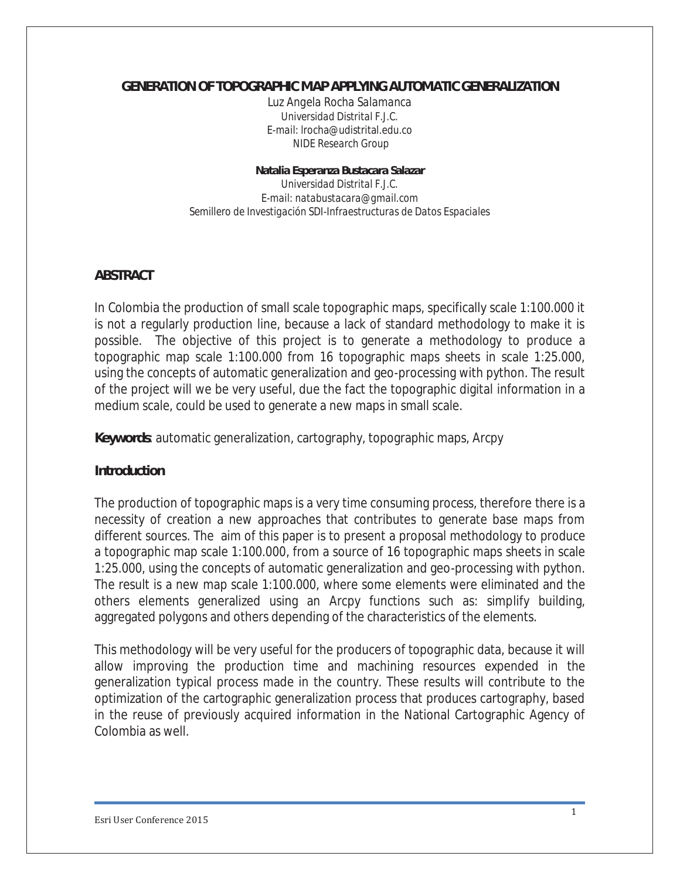# GENERATION OF TOPOGRAPHIC MAP APPLYING AUTOMATIC GENERALIZATION

*Luz Angela Rocha Salamanca*
*Universidad Distrital F.J.C.*
*E-mail: lrocha@udistrital.edu.co*
*NIDE Research Group*

**Natalia Esperanza Bustacara Salazar**
*Universidad Distrital F.J.C.*
*E-mail: natabustacara@gmail.com*
*Semillero de Investigación SDI-Infraestructuras de Datos Espaciales*

## ABSTRACT

In Colombia the production of small scale topographic maps, specifically scale 1:100.000 it is not a regularly production line, because a lack of standard methodology to make it is possible. The objective of this project is to generate a methodology to produce a topographic map scale 1:100.000 from 16 topographic maps sheets in scale 1:25.000, using the concepts of automatic generalization and geo-processing with python. The result of the project will we be very useful, due the fact the topographic digital information in a medium scale, could be used to generate a new maps in small scale.

**Keywords**: automatic generalization, cartography, topographic maps, Arcpy

## Introduction

The production of topographic maps is a very time consuming process, therefore there is a necessity of creation a new approaches that contributes to generate base maps from different sources. The aim of this paper is to present a proposal methodology to produce a topographic map scale 1:100.000, from a source of 16 topographic maps sheets in scale 1:25.000, using the concepts of automatic generalization and geo-processing with python. The result is a new map scale 1:100.000, where some elements were eliminated and the others elements generalized using an Arcpy functions such as: simplify building, aggregated polygons and others depending of the characteristics of the elements.

This methodology will be very useful for the producers of topographic data, because it will allow improving the production time and machining resources expended in the generalization typical process made in the country. These results will contribute to the optimization of the cartographic generalization process that produces cartography, based in the reuse of previously acquired information in the National Cartographic Agency of Colombia as well.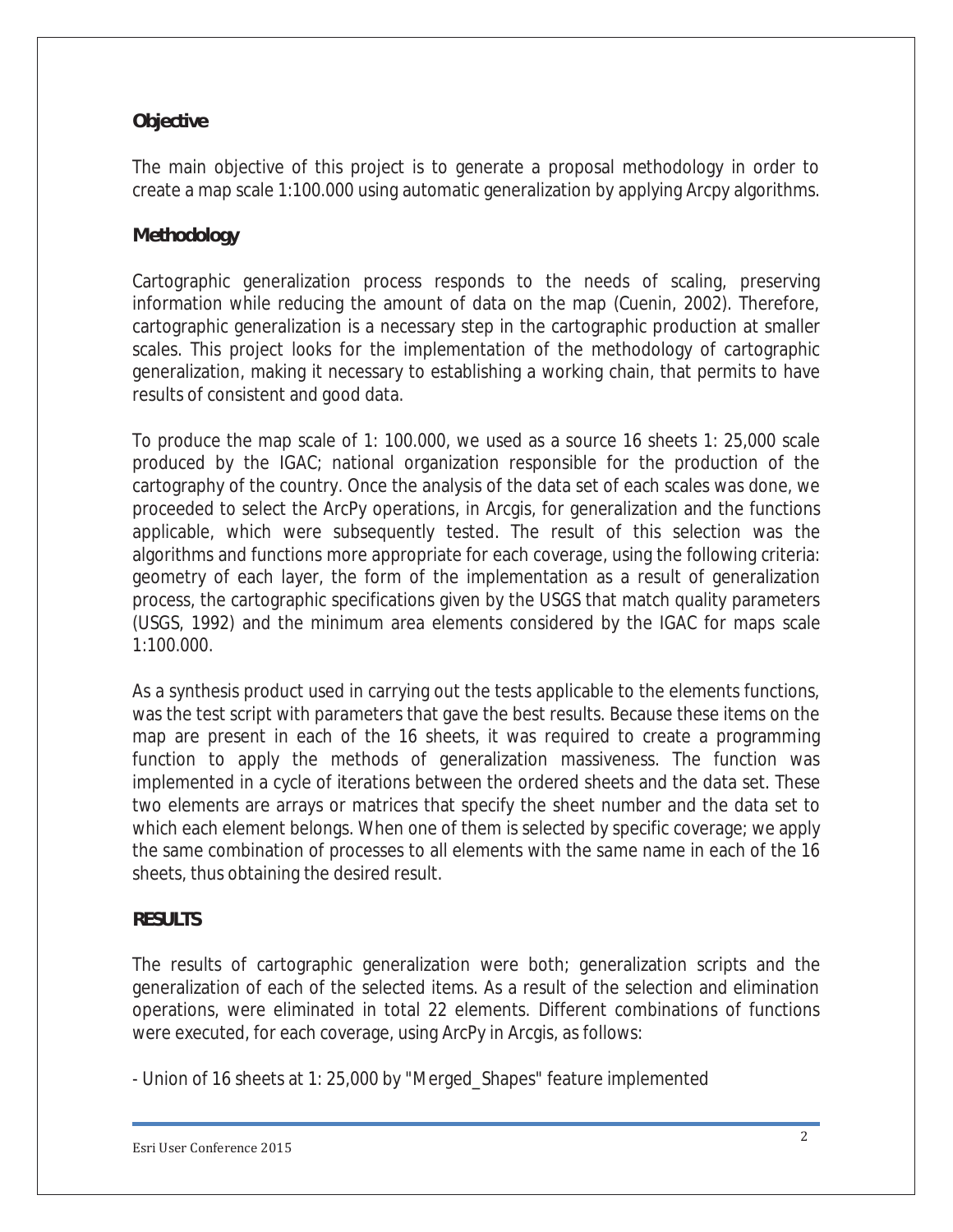**Objective**

The main objective of this project is to generate a proposal methodology in order to create a map scale 1:100.000 using automatic generalization by applying Arcpy algorithms.

**Methodology**

Cartographic generalization process responds to the needs of scaling, preserving information while reducing the amount of data on the map (Cuenin, 2002). Therefore, cartographic generalization is a necessary step in the cartographic production at smaller scales. This project looks for the implementation of the methodology of cartographic generalization, making it necessary to establishing a working chain, that permits to have results of consistent and good data.

To produce the map scale of 1: 100.000, we used as a source 16 sheets 1: 25,000 scale produced by the IGAC; national organization responsible for the production of the cartography of the country. Once the analysis of the data set of each scales was done, we proceeded to select the ArcPy operations, in Arcgis, for generalization and the functions applicable, which were subsequently tested. The result of this selection was the algorithms and functions more appropriate for each coverage, using the following criteria: geometry of each layer, the form of the implementation as a result of generalization process, the cartographic specifications given by the USGS that match quality parameters (USGS, 1992) and the minimum area elements considered by the IGAC for maps scale 1:100.000.

As a synthesis product used in carrying out the tests applicable to the elements functions, was the test script with parameters that gave the best results. Because these items on the map are present in each of the 16 sheets, it was required to create a programming function to apply the methods of generalization massiveness. The function was implemented in a cycle of iterations between the ordered sheets and the data set. These two elements are arrays or matrices that specify the sheet number and the data set to which each element belongs. When one of them is selected by specific coverage; we apply the same combination of processes to all elements with the same name in each of the 16 sheets, thus obtaining the desired result.

**RESULTS**

The results of cartographic generalization were both; generalization scripts and the generalization of each of the selected items. As a result of the selection and elimination operations, were eliminated in total 22 elements. Different combinations of functions were executed, for each coverage, using ArcPy in Arcgis, as follows:

- Union of 16 sheets at 1: 25,000 by "Merged_Shapes" feature implemented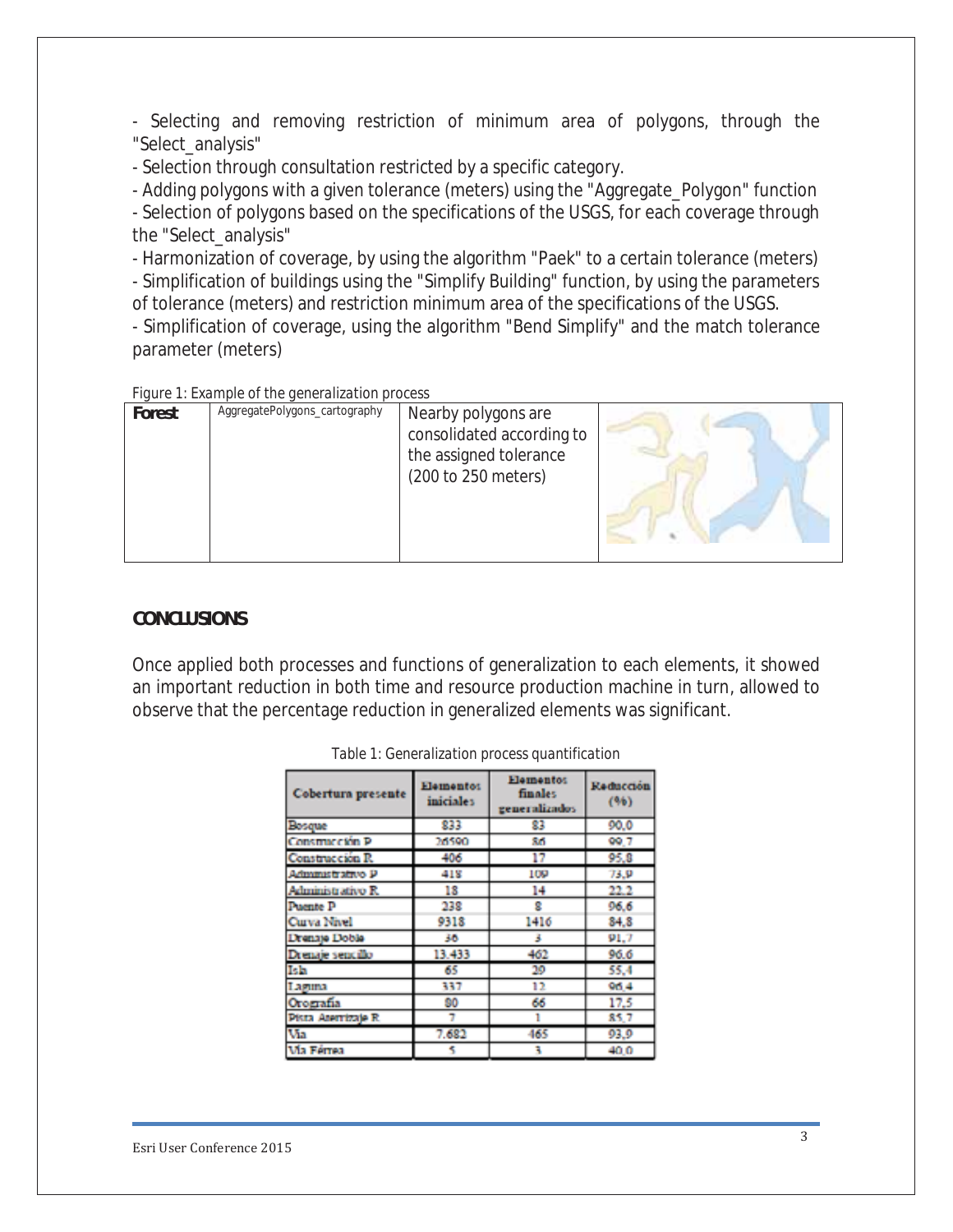- Selecting and removing restriction of minimum area of polygons, through the "Select_analysis"
- Selection through consultation restricted by a specific category.
- Adding polygons with a given tolerance (meters) using the "Aggregate_Polygon" function
- Selection of polygons based on the specifications of the USGS, for each coverage through the "Select_analysis"
- Harmonization of coverage, by using the algorithm "Paek" to a certain tolerance (meters)
- Simplification of buildings using the "Simplify Building" function, by using the parameters of tolerance (meters) and restriction minimum area of the specifications of the USGS.
- Simplification of coverage, using the algorithm "Bend Simplify" and the match tolerance parameter (meters)

Figure 1: Example of the generalization process

| **Forest** | AggregatePolygons_cartography | Nearby polygons are consolidated according to the assigned tolerance (200 to 250 meters) | |
|---|---|---|---|

## CONCLUSIONS

Once applied both processes and functions of generalization to each elements, it showed an important reduction in both time and resource production machine in turn, allowed to observe that the percentage reduction in generalized elements was significant.

Table 1: Generalization process quantification

| Cobertura presente | Elementos iniciales | Elementos finales generalizados | Reducción (%) |
|---|---|---|---|
| Bosque | 833 | 83 | 90,0 |
| Construcción P | 26590 | 86 | 99,7 |
| Construcción R | 406 | 17 | 95,8 |
| Administrativo P | 418 | 109 | 73,9 |
| Administrativo R | 18 | 14 | 22,2 |
| Puente P | 238 | 8 | 96,6 |
| Curva Nivel | 9318 | 1416 | 84,8 |
| Drenaje Doble | 36 | 3 | 91,7 |
| Drenaje sencillo | 13.433 | 462 | 96,6 |
| Isla | 65 | 29 | 55,4 |
| Laguna | 337 | 12 | 96,4 |
| Orografía | 80 | 66 | 17,5 |
| Pista Aterrizaje R | 7 | 1 | 85,7 |
| Vía | 7.682 | 465 | 93,9 |
| Vía Férrea | 5 | 3 | 40,0 |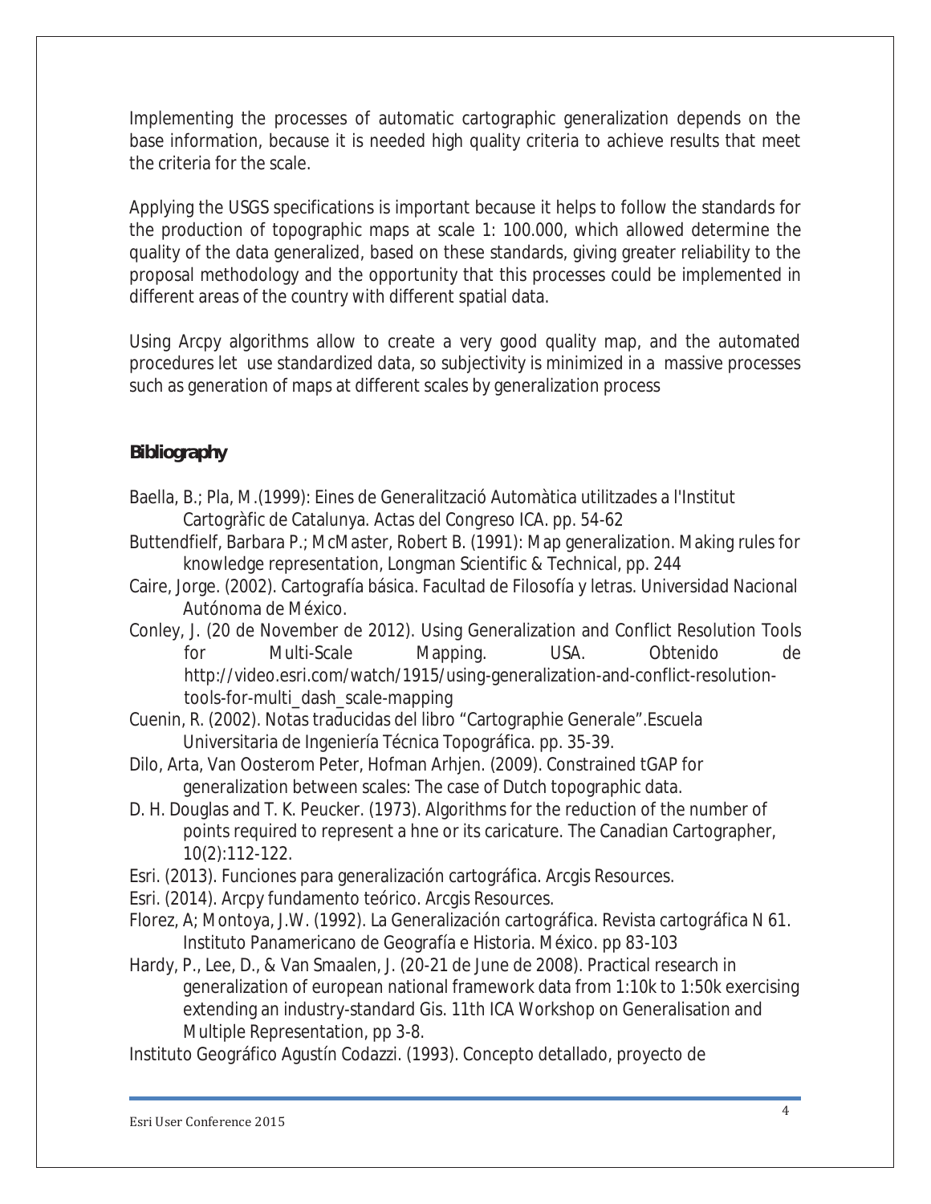Implementing the processes of automatic cartographic generalization depends on the base information, because it is needed high quality criteria to achieve results that meet the criteria for the scale.

Applying the USGS specifications is important because it helps to follow the standards for the production of topographic maps at scale 1: 100.000, which allowed determine the quality of the data generalized, based on these standards, giving greater reliability to the proposal methodology and the opportunity that this processes could be implemented in different areas of the country with different spatial data.

Using Arcpy algorithms allow to create a very good quality map, and the automated procedures let use standardized data, so subjectivity is minimized in a massive processes such as generation of maps at different scales by generalization process

## Bibliography

Baella, B.; Pla, M.(1999): Eines de Generalització Automàtica utilitzades a l'Institut Cartogràfic de Catalunya. Actas del Congreso ICA. pp. 54-62

Buttendfielf, Barbara P.; McMaster, Robert B. (1991): Map generalization. Making rules for knowledge representation, Longman Scientific & Technical, pp. 244

Caire, Jorge. (2002). Cartografía básica. Facultad de Filosofía y letras. Universidad Nacional Autónoma de México.

Conley, J. (20 de November de 2012). Using Generalization and Conflict Resolution Tools for Multi-Scale Mapping. USA. Obtenido de http://video.esri.com/watch/1915/using-generalization-and-conflict-resolution-tools-for-multi_dash_scale-mapping

Cuenin, R. (2002). Notas traducidas del libro "Cartographie Generale".Escuela Universitaria de Ingeniería Técnica Topográfica. pp. 35-39.

Dilo, Arta, Van Oosterom Peter, Hofman Arhjen. (2009). Constrained tGAP for generalization between scales: The case of Dutch topographic data.

D. H. Douglas and T. K. Peucker. (1973). Algorithms for the reduction of the number of points required to represent a hne or its caricature. The Canadian Cartographer, 10(2):112-122.

Esri. (2013). Funciones para generalización cartográfica. Arcgis Resources.

Esri. (2014). Arcpy fundamento teórico. Arcgis Resources.

Florez, A; Montoya, J.W. (1992). La Generalización cartográfica. Revista cartográfica N 61. Instituto Panamericano de Geografía e Historia. México. pp 83-103

Hardy, P., Lee, D., & Van Smaalen, J. (20-21 de June de 2008). Practical research in generalization of european national framework data from 1:10k to 1:50k exercising extending an industry-standard Gis. 11th ICA Workshop on Generalisation and Multiple Representation, pp 3-8.

Instituto Geográfico Agustín Codazzi. (1993). Concepto detallado, proyecto de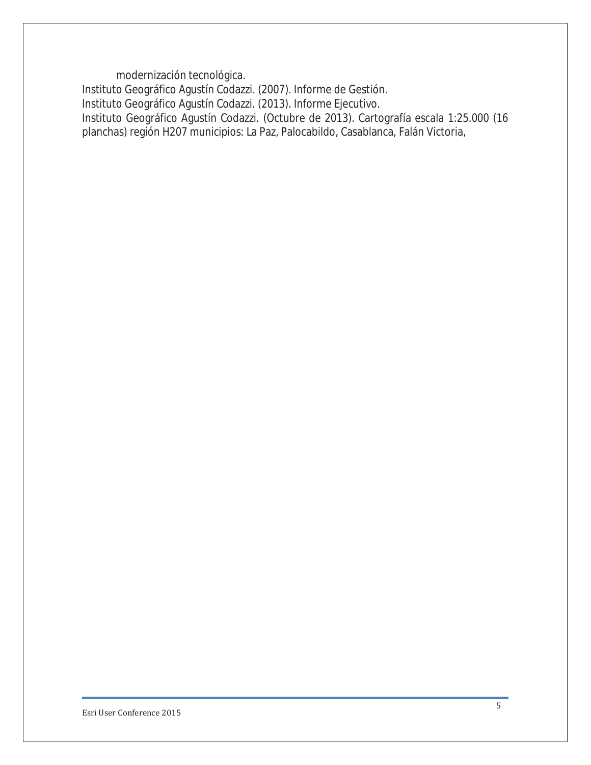modernización tecnológica.

Instituto Geográfico Agustín Codazzi. (2007). Informe de Gestión.

Instituto Geográfico Agustín Codazzi. (2013). Informe Ejecutivo.

Instituto Geográfico Agustín Codazzi. (Octubre de 2013). Cartografía escala 1:25.000 (16 planchas) región H207 municipios: La Paz, Palocabildo, Casablanca, Falán Victoria,